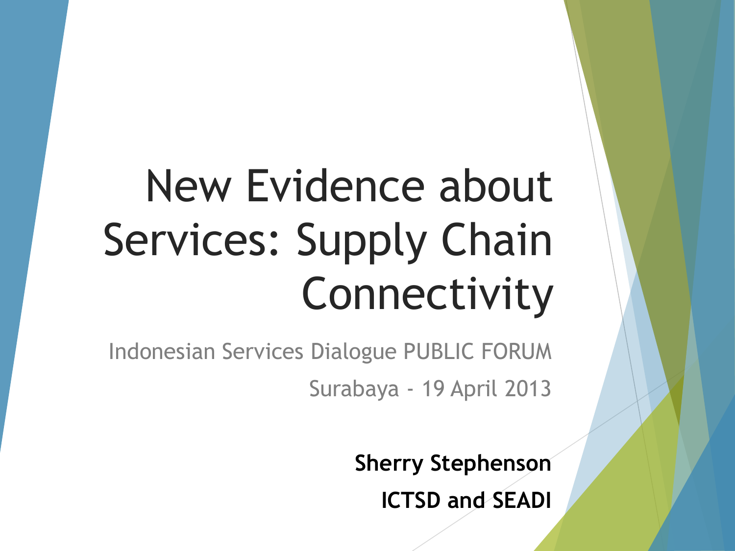# New Evidence about Services: Supply Chain Connectivity

Indonesian Services Dialogue PUBLIC FORUM

Surabaya - 19 April 2013

**Sherry Stephenson**

**ICTSD and SEADI**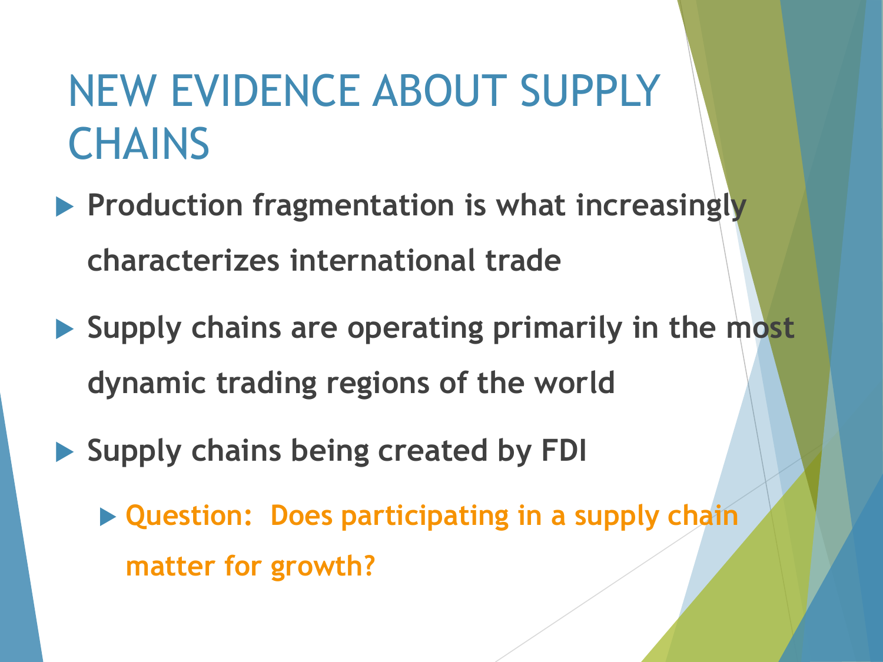# NEW EVIDENCE ABOUT SUPPLY CHAINS

- **Production fragmentation is what increasingly characterizes international trade**
- **Supply chains are operating primarily in the most dynamic trading regions of the world**
- **Supply chains being created by FDI**
  - **Question: Does participating in a supply chain matter for growth?**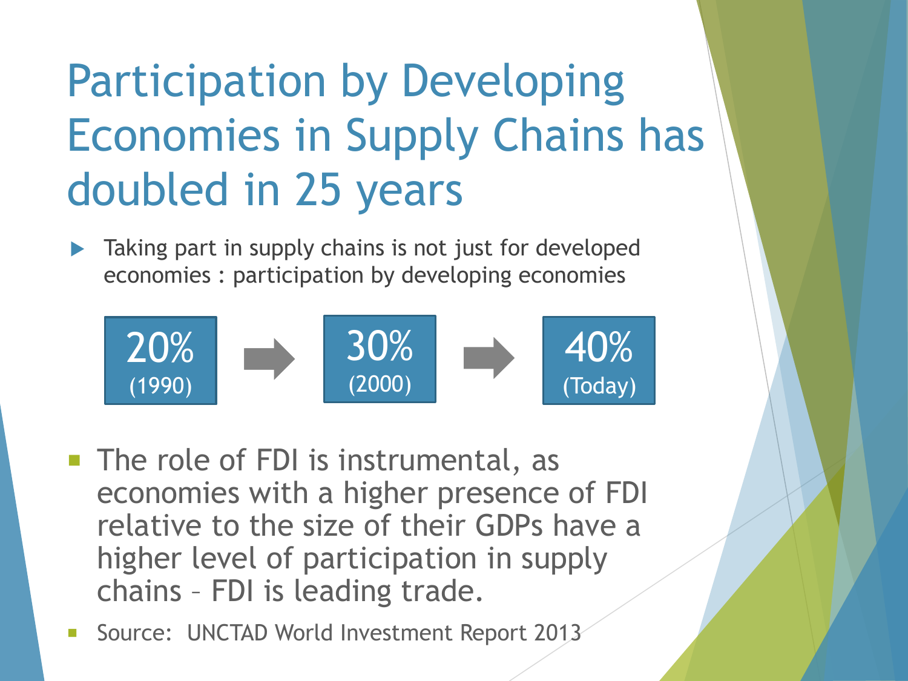# Participation by Developing Economies in Supply Chains has doubled in 25 years

- Taking part in supply chains is not just for developed economies : participation by developing economies

**20%** (1990) → **30%** (2000) → **40%** (Today)

- The role of FDI is instrumental, as economies with a higher presence of FDI relative to the size of their GDPs have a higher level of participation in supply chains – FDI is leading trade.
- Source: UNCTAD World Investment Report 2013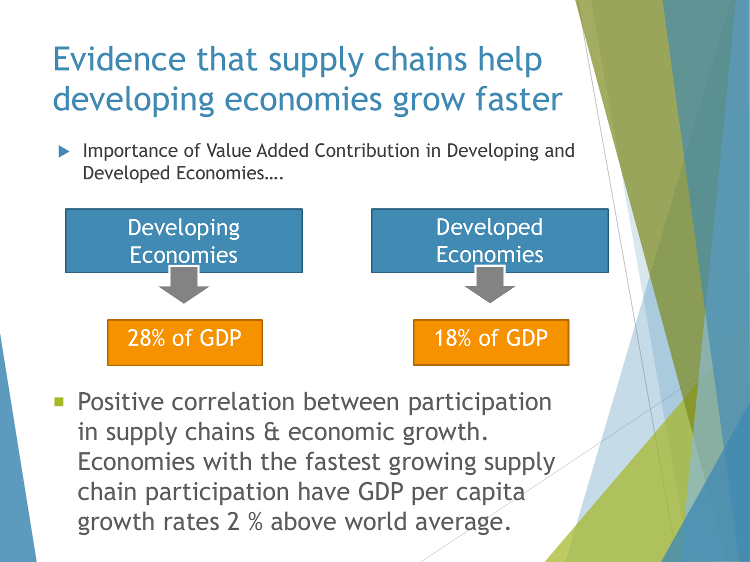# Evidence that supply chains help developing economies grow faster

- Importance of Value Added Contribution in Developing and Developed Economies….

| Developing Economies | Developed Economies |
| --- | --- |
| 28% of GDP | 18% of GDP |

- Positive correlation between participation in supply chains & economic growth. Economies with the fastest growing supply chain participation have GDP per capita growth rates 2 % above world average.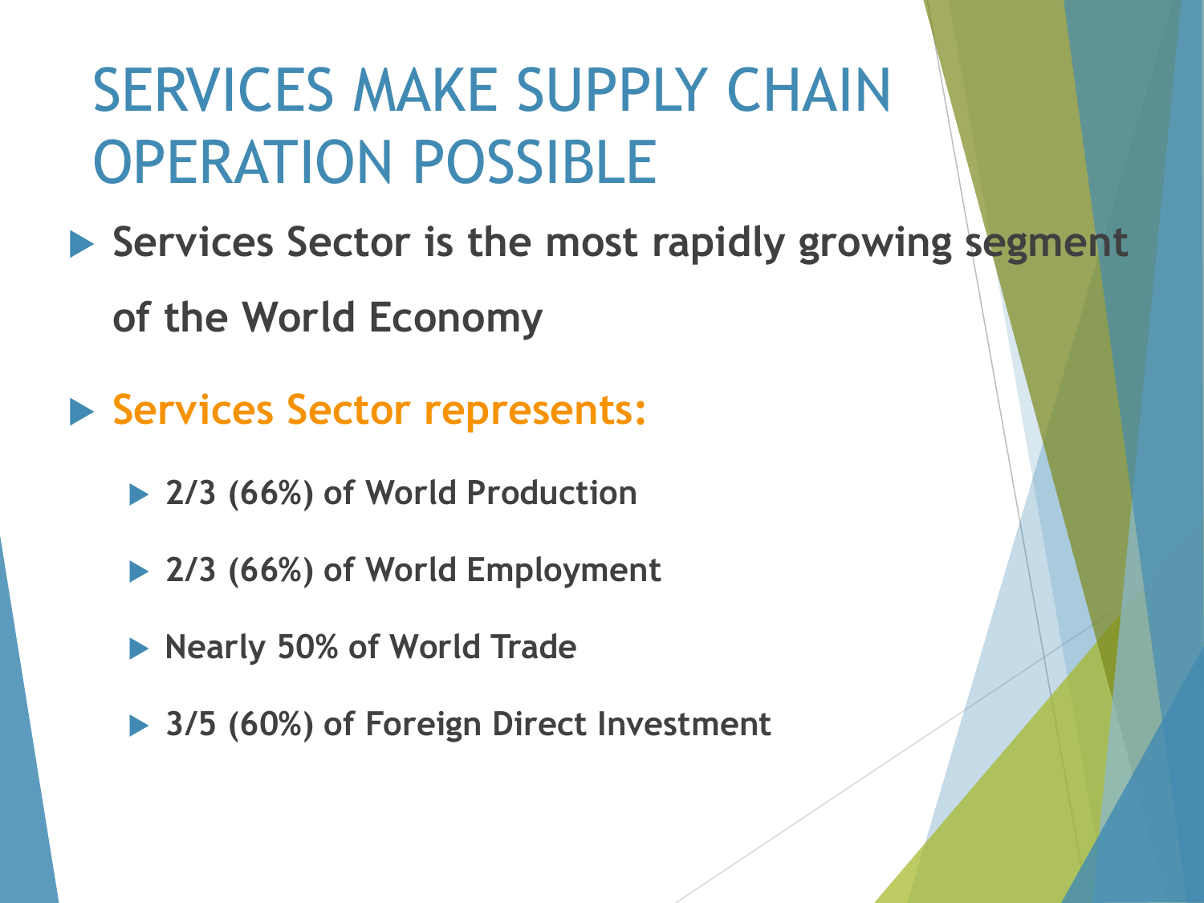# SERVICES MAKE SUPPLY CHAIN OPERATION POSSIBLE

- **Services Sector is the most rapidly growing segment of the World Economy**
- **Services Sector represents:**
  - **2/3 (66%) of World Production**
  - **2/3 (66%) of World Employment**
  - **Nearly 50% of World Trade**
  - **3/5 (60%) of Foreign Direct Investment**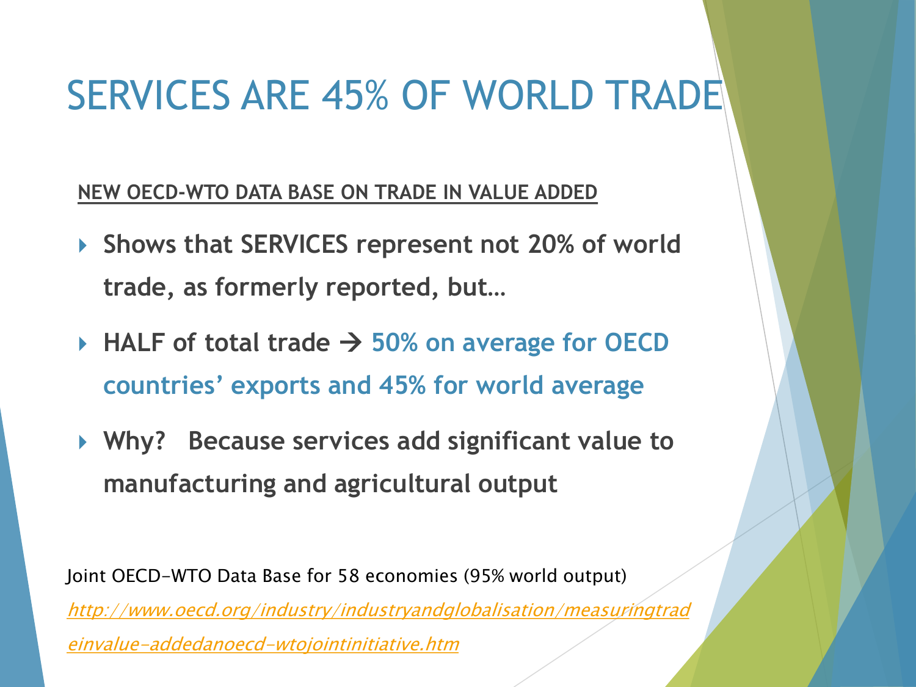# SERVICES ARE 45% OF WORLD TRADE

**NEW OECD-WTO DATA BASE ON TRADE IN VALUE ADDED**

- **Shows that SERVICES represent not 20% of world trade, as formerly reported, but…**
- **HALF of total trade → 50% on average for OECD countries' exports and 45% for world average**
- **Why? Because services add significant value to manufacturing and agricultural output**

Joint OECD-WTO Data Base for 58 economies (95% world output)

[http://www.oecd.org/industry/industryandglobalisation/measuringtradeinvalue-addedanoecd-wtojointinitiative.htm](http://www.oecd.org/industry/industryandglobalisation/measuringtradeinvalue-addedanoecd-wtojointinitiative.htm)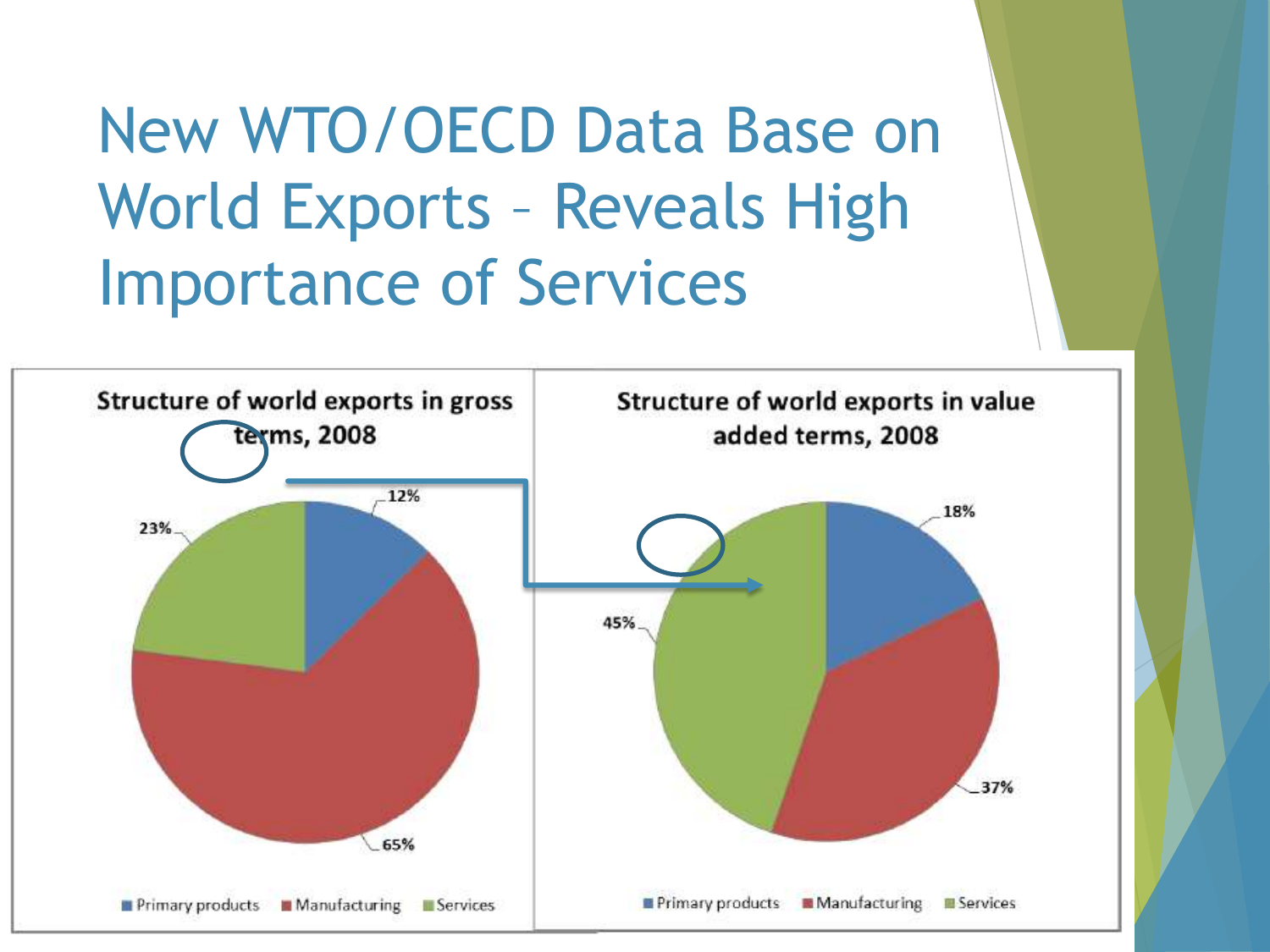# New WTO/OECD Data Base on World Exports – Reveals High Importance of Services

**Structure of world exports in gross terms, 2008**

| Category | Share |
|---|---|
| Primary products | 12% |
| Manufacturing | 65% |
| Services | 23% |

**Structure of world exports in value added terms, 2008**

| Category | Share |
|---|---|
| Primary products | 18% |
| Manufacturing | 37% |
| Services | 45% |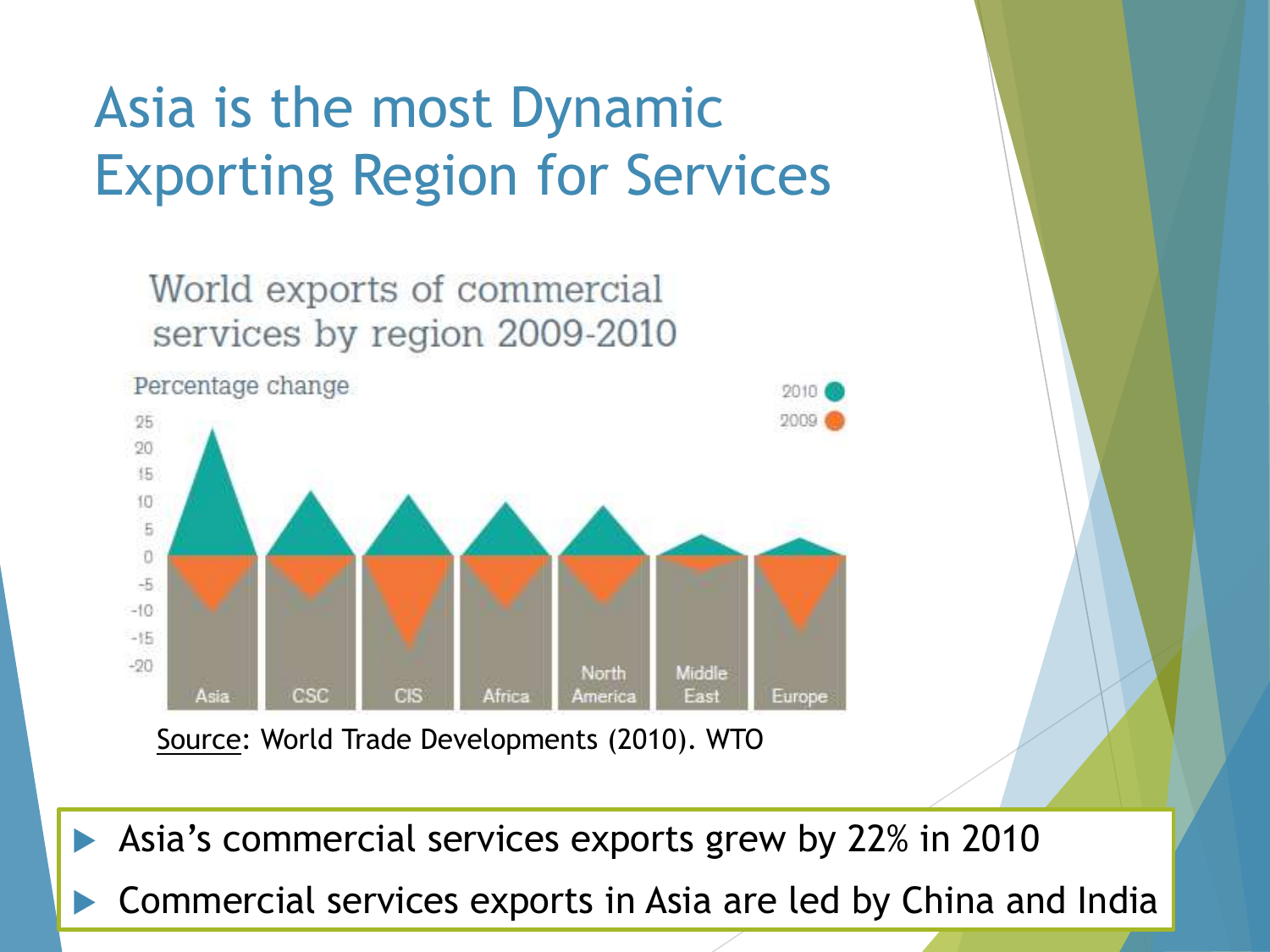# Asia is the most Dynamic Exporting Region for Services

World exports of commercial services by region 2009-2010

Percentage change

2010 ● 2009 ●

Asia, CSC, CIS, Africa, North America, Middle East, Europe

Source: World Trade Developments (2010). WTO

- Asia's commercial services exports grew by 22% in 2010
- Commercial services exports in Asia are led by China and India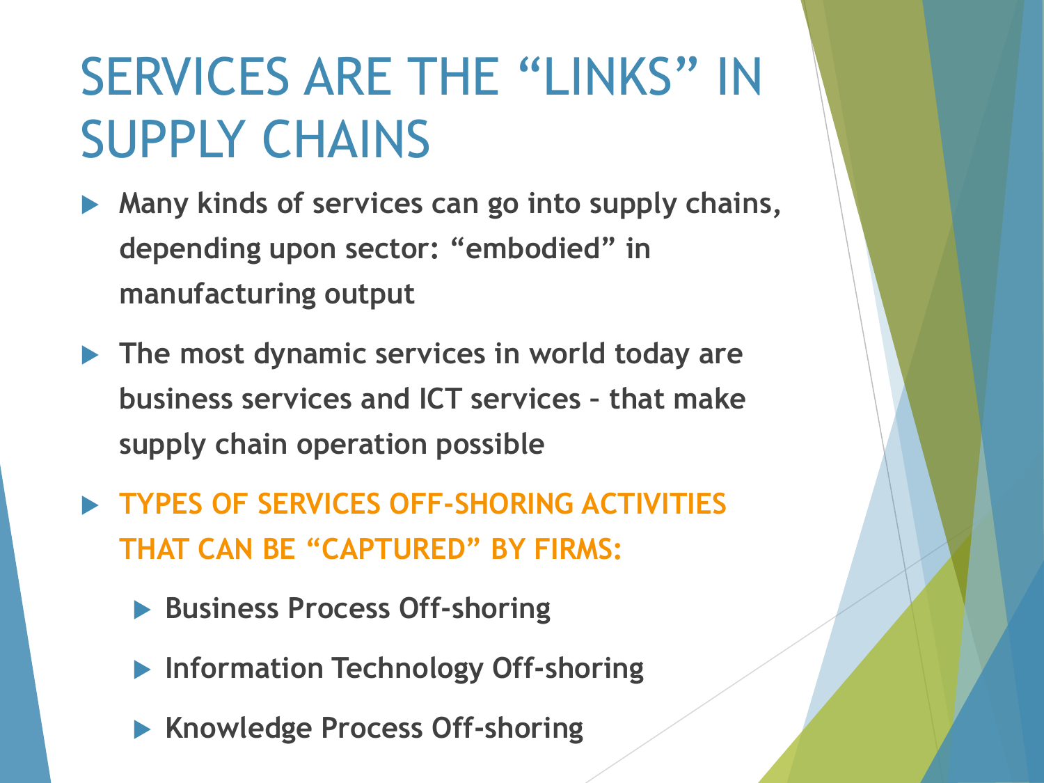# SERVICES ARE THE "LINKS" IN SUPPLY CHAINS

- **Many kinds of services can go into supply chains, depending upon sector: "embodied" in manufacturing output**
- **The most dynamic services in world today are business services and ICT services – that make supply chain operation possible**
- **TYPES OF SERVICES OFF-SHORING ACTIVITIES THAT CAN BE "CAPTURED" BY FIRMS:**
  - **Business Process Off-shoring**
  - **Information Technology Off-shoring**
  - **Knowledge Process Off-shoring**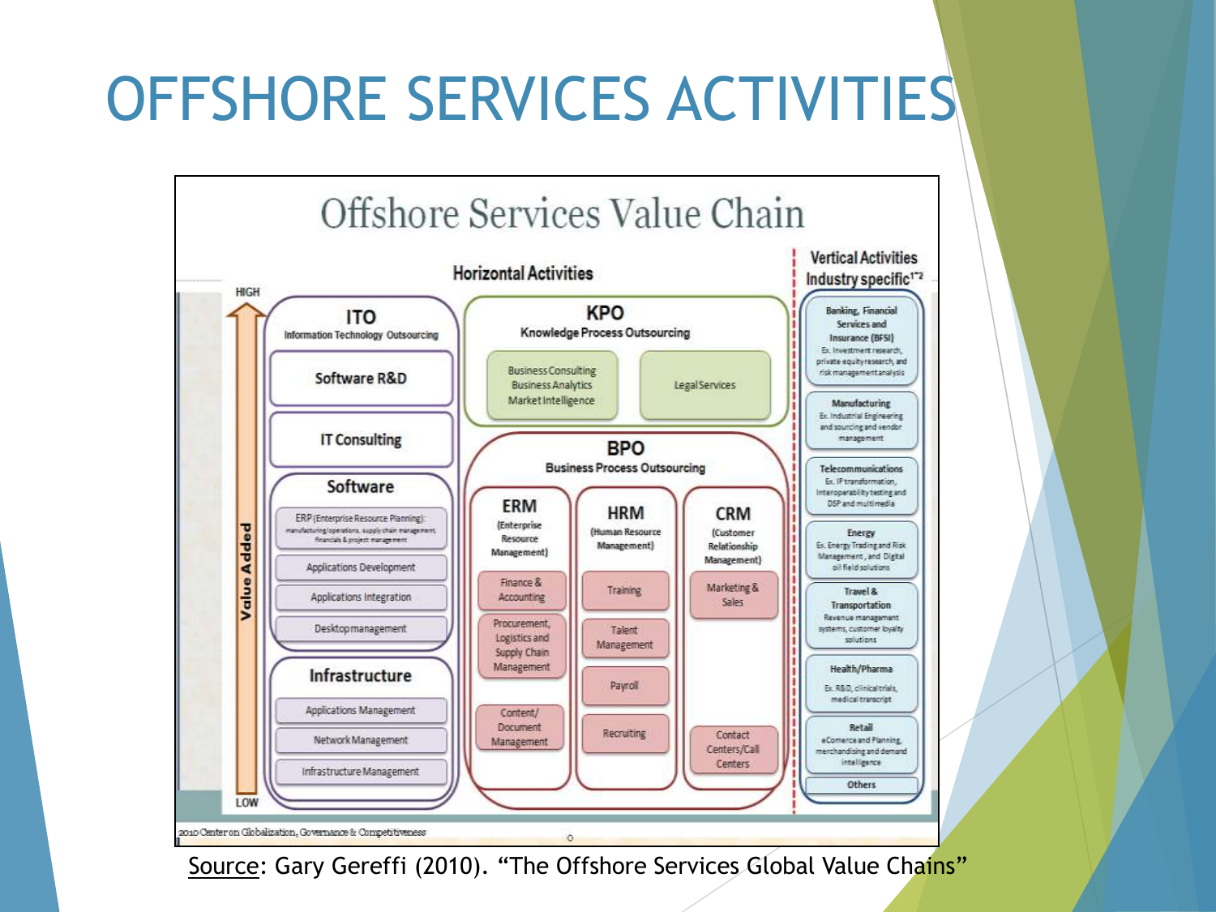# OFFSHORE SERVICES ACTIVITIES

## Offshore Services Value Chain

**Value Added** (LOW → HIGH)

### Horizontal Activities

**ITO** – Information Technology Outsourcing
- Software R&D
- IT Consulting
- **Software**
  - ERP (Enterprise Resource Planning): manufacturing/operations, supply chain management, financials & project management
  - Applications Development
  - Applications Integration
  - Desktop management
- **Infrastructure**
  - Applications Management
  - Network Management
  - Infrastructure Management

**KPO** – Knowledge Process Outsourcing
- Business Consulting, Business Analytics, Market Intelligence
- Legal Services

**BPO** – Business Process Outsourcing
- **ERM** (Enterprise Resource Management)
  - Finance & Accounting
  - Procurement, Logistics and Supply Chain Management
  - Content/Document Management
- **HRM** (Human Resource Management)
  - Training
  - Talent Management
  - Payroll
  - Recruiting
- **CRM** (Customer Relationship Management)
  - Marketing & Sales
  - Contact Centers/Call Centers

### Vertical Activities – Industry specific[1-2]

- **Banking, Financial Services and Insurance (BFSI)** – Ex. Investment research, private equity research, and risk management analysis
- **Manufacturing** – Ex. Industrial Engineering and sourcing and vendor management
- **Telecommunications** – Ex. IP transformation, Interoperability testing and DSP and multimedia
- **Energy** – Ex. Energy Trading and Risk Management, and Digital oil field solutions
- **Travel & Transportation** – Revenue management systems, customer loyalty solutions
- **Health/Pharma** – Ex. R&D, clinical trials, medical transcript
- **Retail** – eComerce and Planning, merchandising and demand intelligence
- **Others**

2010 Center on Globalization, Governance & Competitiveness

Source: Gary Gereffi (2010). "The Offshore Services Global Value Chains"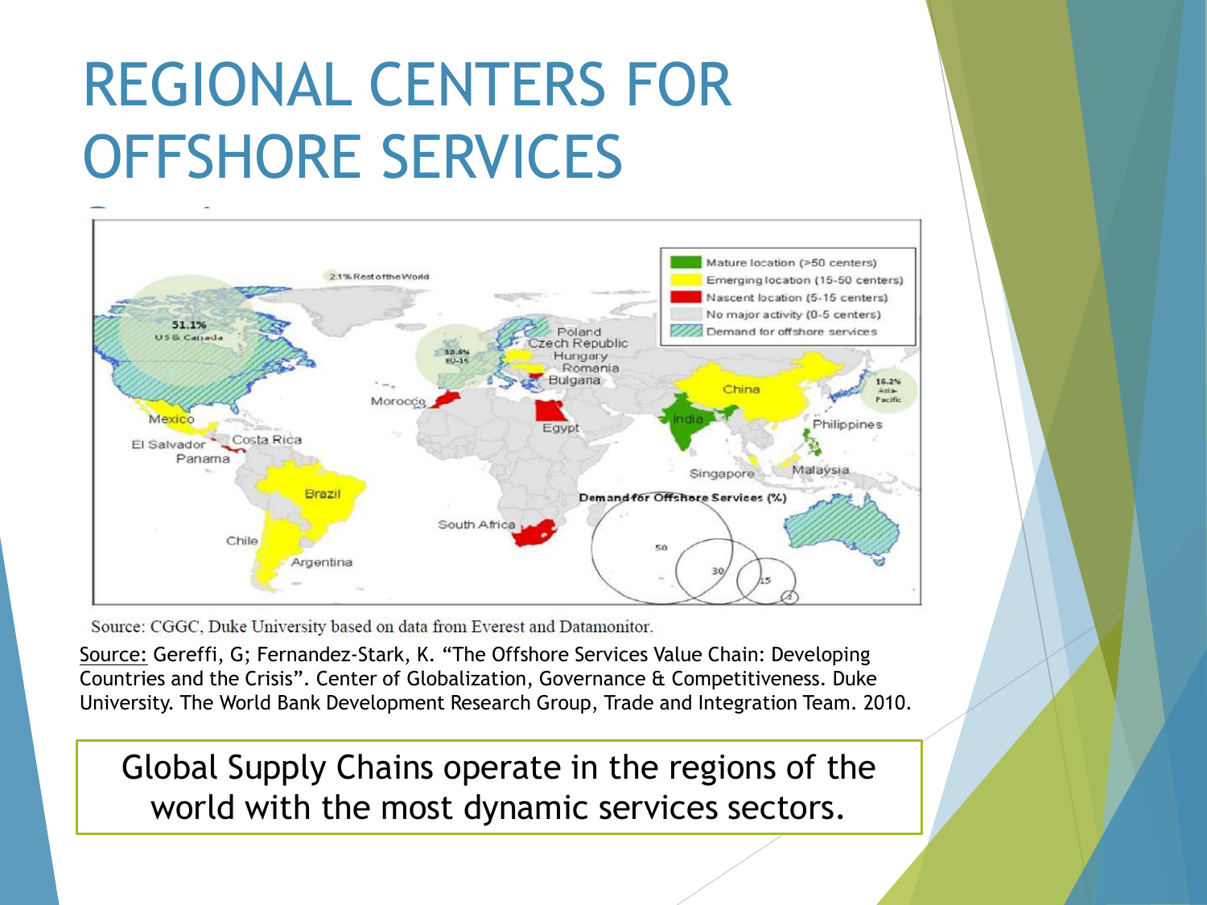# REGIONAL CENTERS FOR OFFSHORE SERVICES

Source: CGGC, Duke University based on data from Everest and Datamonitor.

Source: Gereffi, G; Fernandez-Stark, K. "The Offshore Services Value Chain: Developing Countries and the Crisis". Center of Globalization, Governance & Competitiveness. Duke University. The World Bank Development Research Group, Trade and Integration Team. 2010.

Global Supply Chains operate in the regions of the world with the most dynamic services sectors.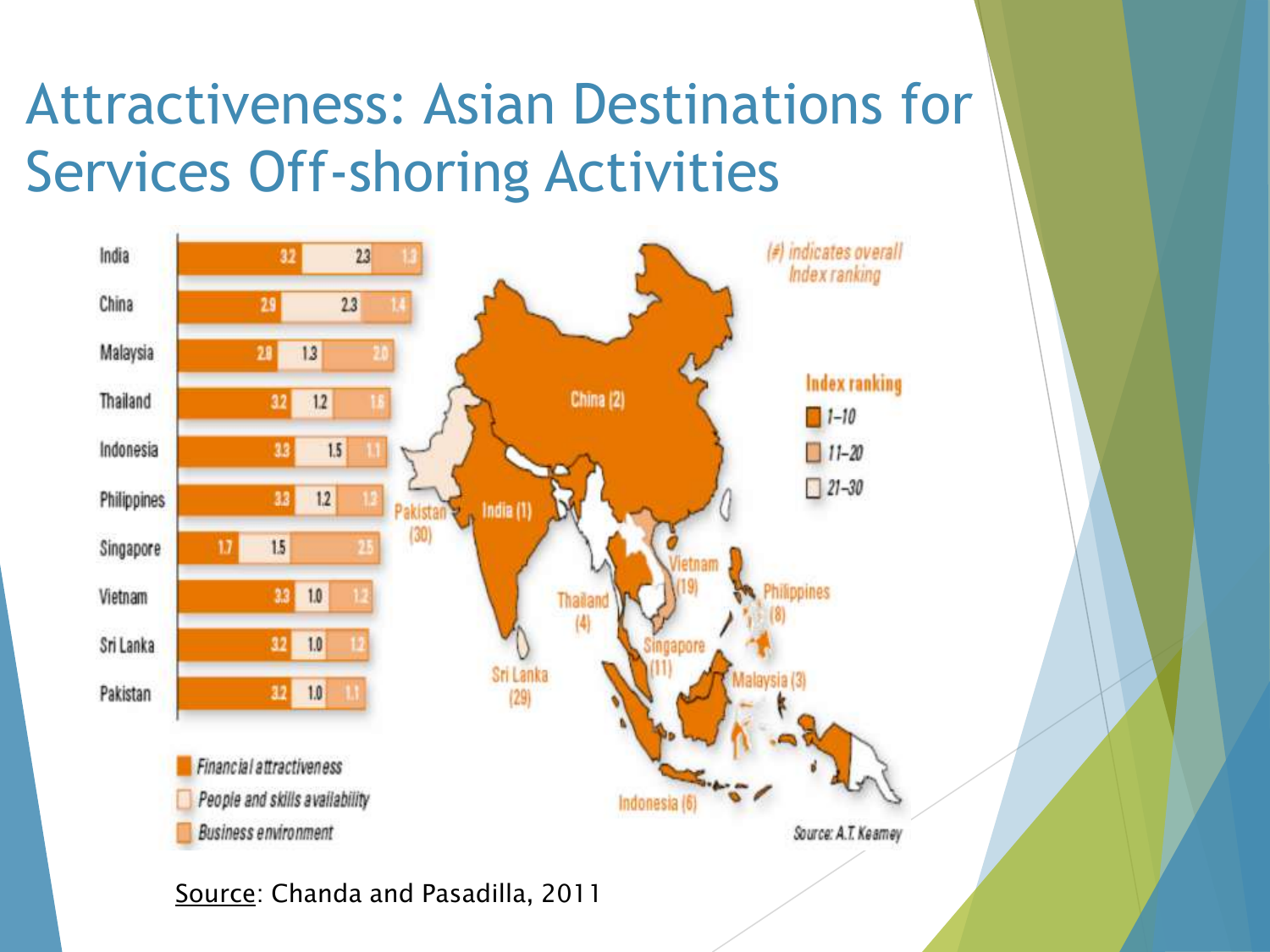# Attractiveness: Asian Destinations for Services Off-shoring Activities

| Country | Financial attractiveness | People and skills availability | Business environment |
| --- | --- | --- | --- |
| India | 3.2 | 2.3 | 1.3 |
| China | 2.9 | 2.3 | 1.4 |
| Malaysia | 2.8 | 1.3 | 2.0 |
| Thailand | 3.2 | 1.2 | 1.6 |
| Indonesia | 3.3 | 1.5 | 1.1 |
| Philippines | 3.3 | 1.2 | 1.3 |
| Singapore | 1.7 | 1.5 | 2.5 |
| Vietnam | 3.3 | 1.0 | 1.2 |
| Sri Lanka | 3.2 | 1.0 | 1.2 |
| Pakistan | 3.2 | 1.0 | 1.1 |

(#) indicates overall Index ranking

Index ranking: 1–10; 11–20; 21–30

India (1), China (2), Malaysia (3), Thailand (4), Indonesia (6), Philippines (8), Singapore (11), Vietnam (19), Sri Lanka (29), Pakistan (30)

Source: A.T. Kearney

Source: Chanda and Pasadilla, 2011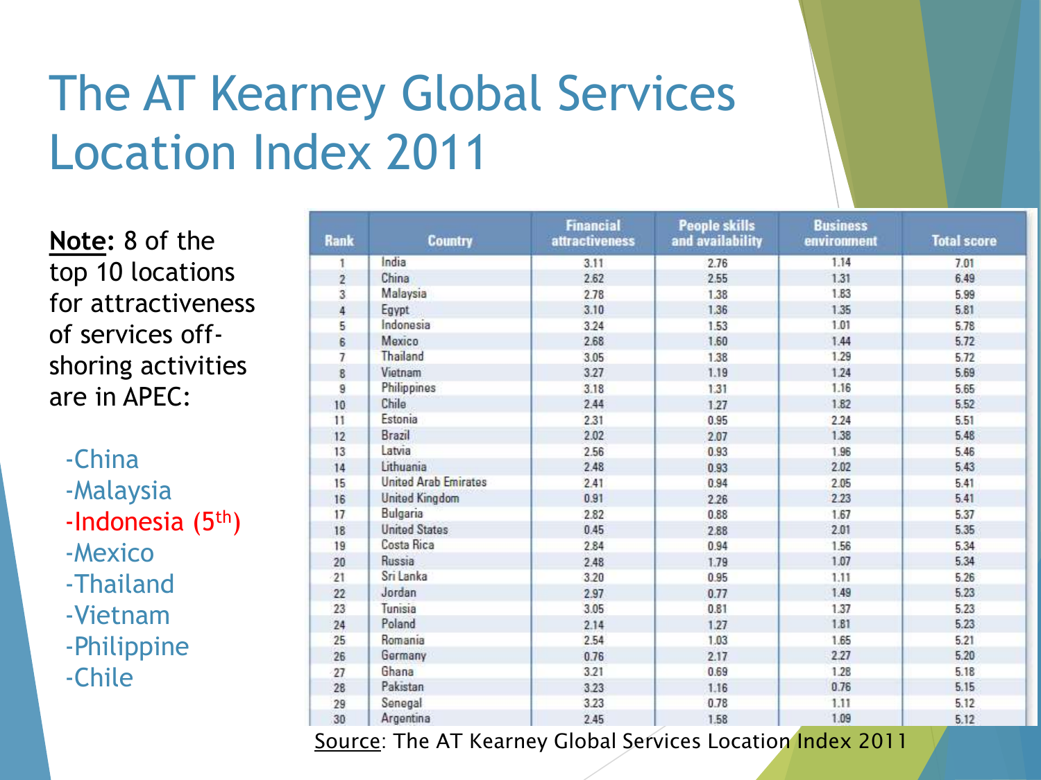# The AT Kearney Global Services Location Index 2011

**Note:** 8 of the top 10 locations for attractiveness of services off-shoring activities are in APEC:

- -China
- -Malaysia
- -Indonesia (5th)
- -Mexico
- -Thailand
- -Vietnam
- -Philippine
- -Chile

| Rank | Country | Financial attractiveness | People skills and availability | Business environment | Total score |
|---|---|---|---|---|---|
| 1 | India | 3.11 | 2.76 | 1.14 | 7.01 |
| 2 | China | 2.62 | 2.55 | 1.31 | 6.49 |
| 3 | Malaysia | 2.78 | 1.38 | 1.83 | 5.99 |
| 4 | Egypt | 3.10 | 1.36 | 1.35 | 5.81 |
| 5 | Indonesia | 3.24 | 1.53 | 1.01 | 5.78 |
| 6 | Mexico | 2.68 | 1.60 | 1.44 | 5.72 |
| 7 | Thailand | 3.05 | 1.38 | 1.29 | 5.72 |
| 8 | Vietnam | 3.27 | 1.19 | 1.24 | 5.69 |
| 9 | Philippines | 3.18 | 1.31 | 1.16 | 5.65 |
| 10 | Chile | 2.44 | 1.27 | 1.82 | 5.52 |
| 11 | Estonia | 2.31 | 0.95 | 2.24 | 5.51 |
| 12 | Brazil | 2.02 | 2.07 | 1.38 | 5.48 |
| 13 | Latvia | 2.56 | 0.93 | 1.96 | 5.46 |
| 14 | Lithuania | 2.48 | 0.93 | 2.02 | 5.43 |
| 15 | United Arab Emirates | 2.41 | 0.94 | 2.05 | 5.41 |
| 16 | United Kingdom | 0.91 | 2.26 | 2.23 | 5.41 |
| 17 | Bulgaria | 2.82 | 0.88 | 1.67 | 5.37 |
| 18 | United States | 0.45 | 2.88 | 2.01 | 5.35 |
| 19 | Costa Rica | 2.84 | 0.94 | 1.56 | 5.34 |
| 20 | Russia | 2.48 | 1.79 | 1.07 | 5.34 |
| 21 | Sri Lanka | 3.20 | 0.95 | 1.11 | 5.26 |
| 22 | Jordan | 2.97 | 0.77 | 1.49 | 5.23 |
| 23 | Tunisia | 3.05 | 0.81 | 1.37 | 5.23 |
| 24 | Poland | 2.14 | 1.27 | 1.81 | 5.23 |
| 25 | Romania | 2.54 | 1.03 | 1.65 | 5.21 |
| 26 | Germany | 0.76 | 2.17 | 2.27 | 5.20 |
| 27 | Ghana | 3.21 | 0.69 | 1.28 | 5.18 |
| 28 | Pakistan | 3.23 | 1.16 | 0.76 | 5.15 |
| 29 | Senegal | 3.23 | 0.78 | 1.11 | 5.12 |
| 30 | Argentina | 2.45 | 1.58 | 1.09 | 5.12 |

Source: The AT Kearney Global Services Location Index 2011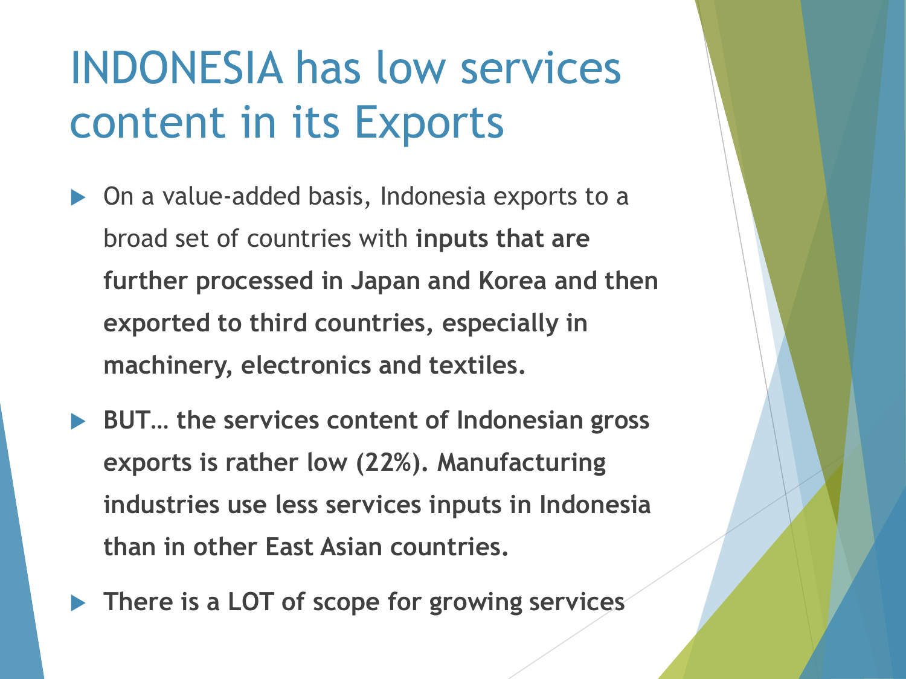# INDONESIA has low services content in its Exports

- On a value-added basis, Indonesia exports to a broad set of countries with **inputs that are further processed in Japan and Korea and then exported to third countries, especially in machinery, electronics and textiles.**
- **BUT… the services content of Indonesian gross exports is rather low (22%). Manufacturing industries use less services inputs in Indonesia than in other East Asian countries.**
- **There is a LOT of scope for growing services**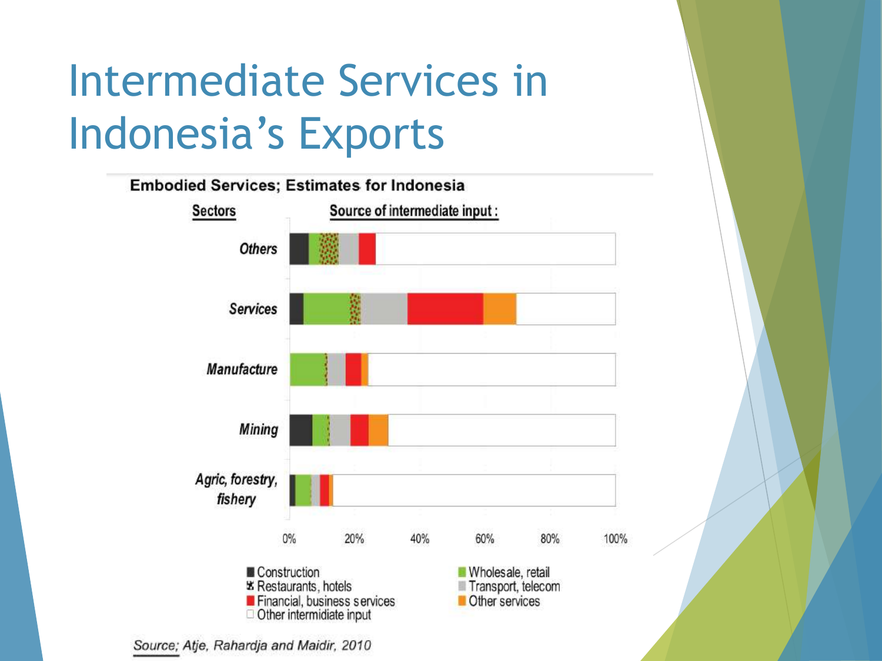# Intermediate Services in Indonesia's Exports

**Embodied Services; Estimates for Indonesia**

Sectors | Source of intermediate input :

- Others
- Services
- Manufacture
- Mining
- Agric, forestry, fishery

0% 20% 40% 60% 80% 100%

- Construction
- Restaurants, hotels
- Financial, business services
- Other intermidiate input
- Wholesale, retail
- Transport, telecom
- Other services

*Source; Atje, Rahardja and Maidir, 2010*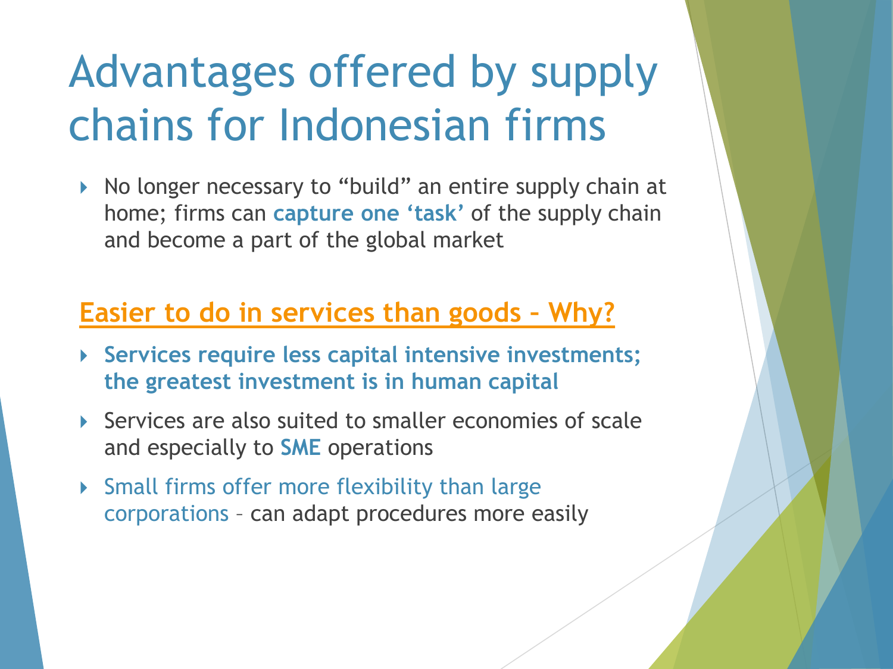# Advantages offered by supply chains for Indonesian firms

- No longer necessary to "build" an entire supply chain at home; firms can **capture one 'task'** of the supply chain and become a part of the global market

## Easier to do in services than goods – Why?

- **Services require less capital intensive investments; the greatest investment is in human capital**
- Services are also suited to smaller economies of scale and especially to **SME** operations
- Small firms offer more flexibility than large corporations – can adapt procedures more easily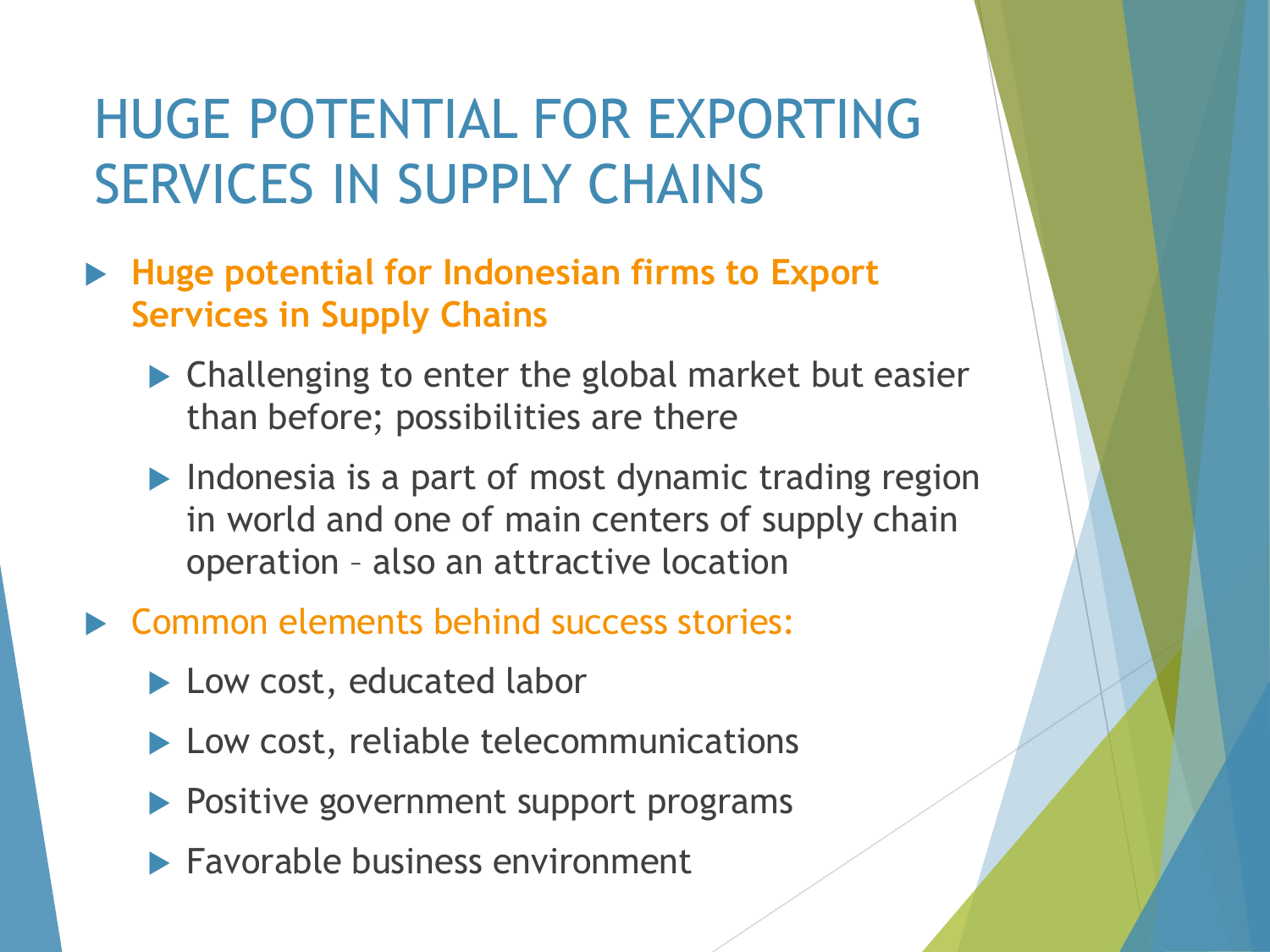# HUGE POTENTIAL FOR EXPORTING SERVICES IN SUPPLY CHAINS

- **Huge potential for Indonesian firms to Export Services in Supply Chains**
  - Challenging to enter the global market but easier than before; possibilities are there
  - Indonesia is a part of most dynamic trading region in world and one of main centers of supply chain operation – also an attractive location
- Common elements behind success stories:
  - Low cost, educated labor
  - Low cost, reliable telecommunications
  - Positive government support programs
  - Favorable business environment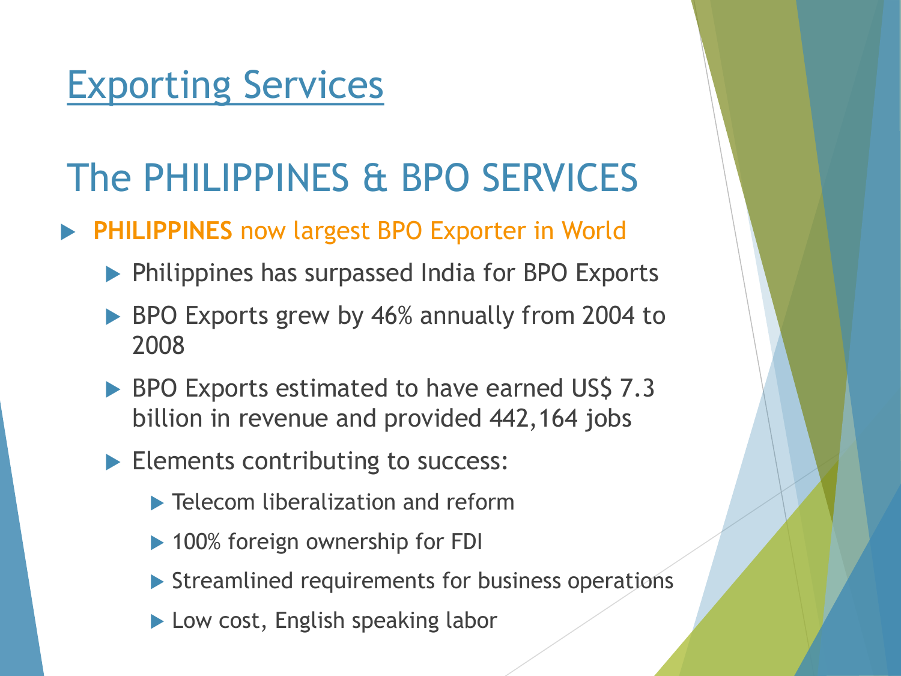# Exporting Services

## The PHILIPPINES & BPO SERVICES

- **PHILIPPINES** now largest BPO Exporter in World
  - Philippines has surpassed India for BPO Exports
  - BPO Exports grew by 46% annually from 2004 to 2008
  - BPO Exports estimated to have earned US$ 7.3 billion in revenue and provided 442,164 jobs
  - Elements contributing to success:
    - Telecom liberalization and reform
    - 100% foreign ownership for FDI
    - Streamlined requirements for business operations
    - Low cost, English speaking labor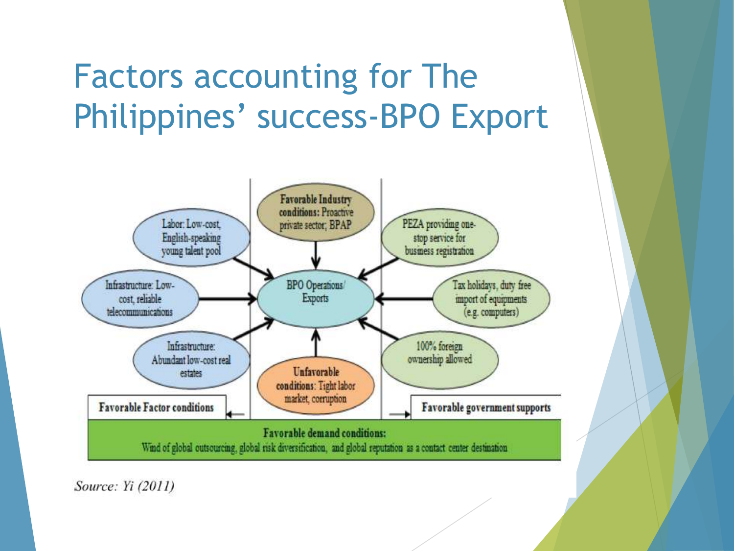# Factors accounting for The Philippines' success-BPO Export

Labor: Low-cost, English-speaking young talent pool

Favorable Industry conditions: Proactive private sector; BPAP

PEZA providing one-stop service for business registration

Infrastructure: Low-cost, reliable telecommunications

BPO Operations/ Exports

Tax holidays, duty free import of equipments (e.g. computers)

Infrastructure: Abundant low-cost real estates

Unfavorable conditions: Tight labor market, corruption

100% foreign ownership allowed

Favorable Factor conditions

Favorable government supports

**Favorable demand conditions:**
Wind of global outsourcing, global risk diversification, and global reputation as a contact center destination

*Source: Yi (2011)*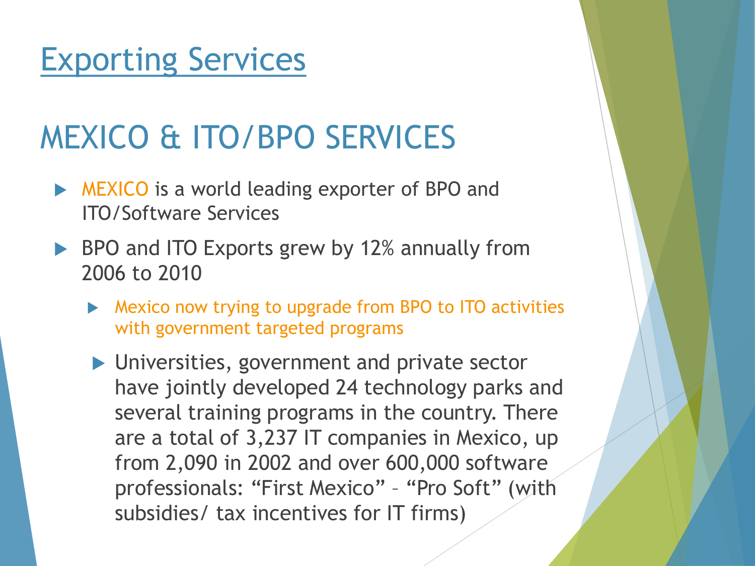# Exporting Services

## MEXICO & ITO/BPO SERVICES

- MEXICO is a world leading exporter of BPO and ITO/Software Services
- BPO and ITO Exports grew by 12% annually from 2006 to 2010
  - Mexico now trying to upgrade from BPO to ITO activities with government targeted programs
  - Universities, government and private sector have jointly developed 24 technology parks and several training programs in the country. There are a total of 3,237 IT companies in Mexico, up from 2,090 in 2002 and over 600,000 software professionals: “First Mexico” – “Pro Soft” (with subsidies/ tax incentives for IT firms)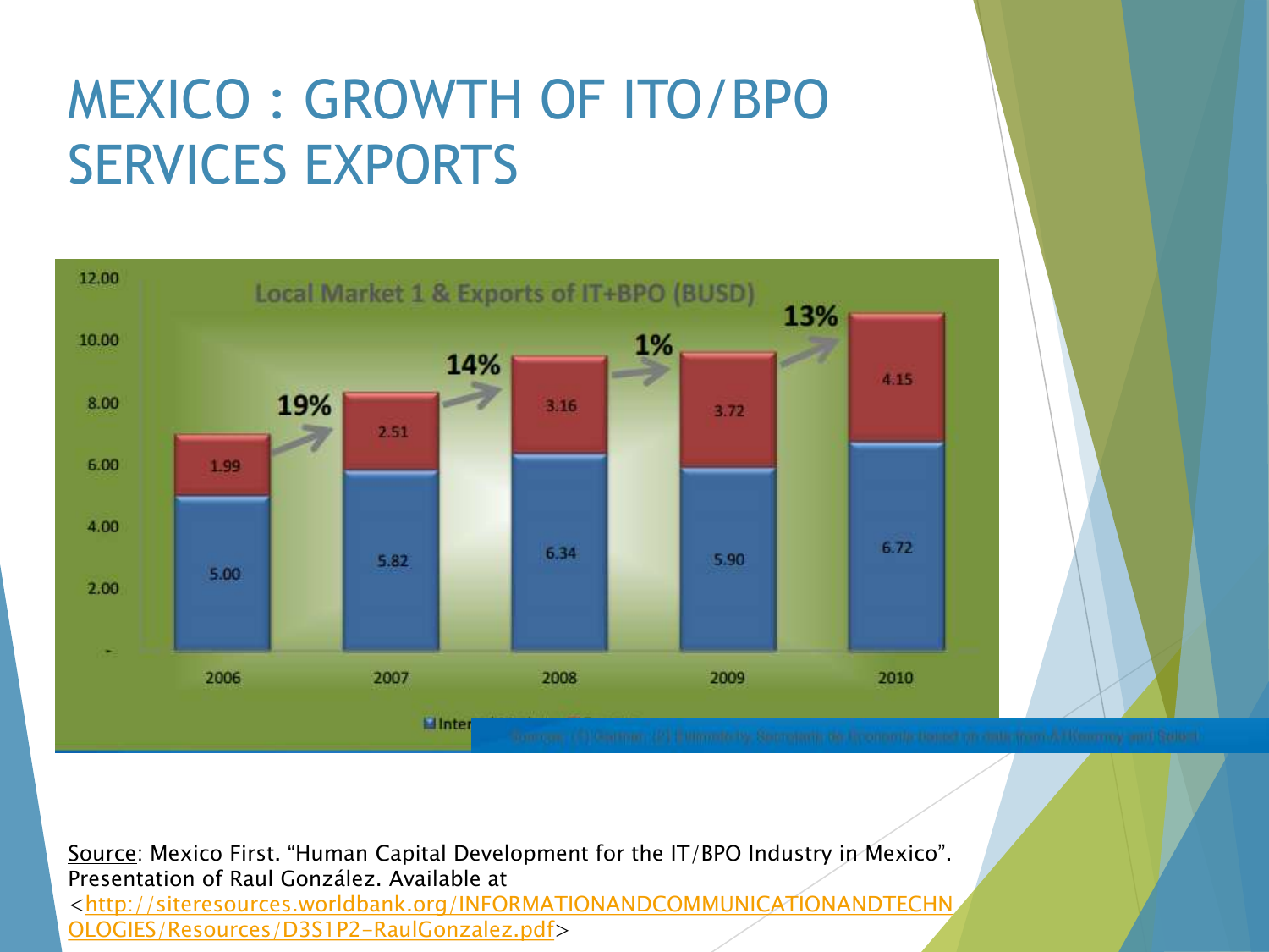# MEXICO : GROWTH OF ITO/BPO SERVICES EXPORTS

**Local Market 1 & Exports of IT+BPO (BUSD)**

| Year | Local Market | Exports | Growth |
|---|---|---|---|
| 2006 | 5.00 | 1.99 | |
| 2007 | 5.82 | 2.51 | 19% |
| 2008 | 6.34 | 3.16 | 14% |
| 2009 | 5.90 | 3.72 | 1% |
| 2010 | 6.72 | 4.15 | 13% |

Source: Mexico First. "Human Capital Development for the IT/BPO Industry in Mexico". Presentation of Raul González. Available at <http://siteresources.worldbank.org/INFORMATIONANDCOMMUNICATIONANDTECHNOLOGIES/Resources/D3S1P2-RaulGonzalez.pdf>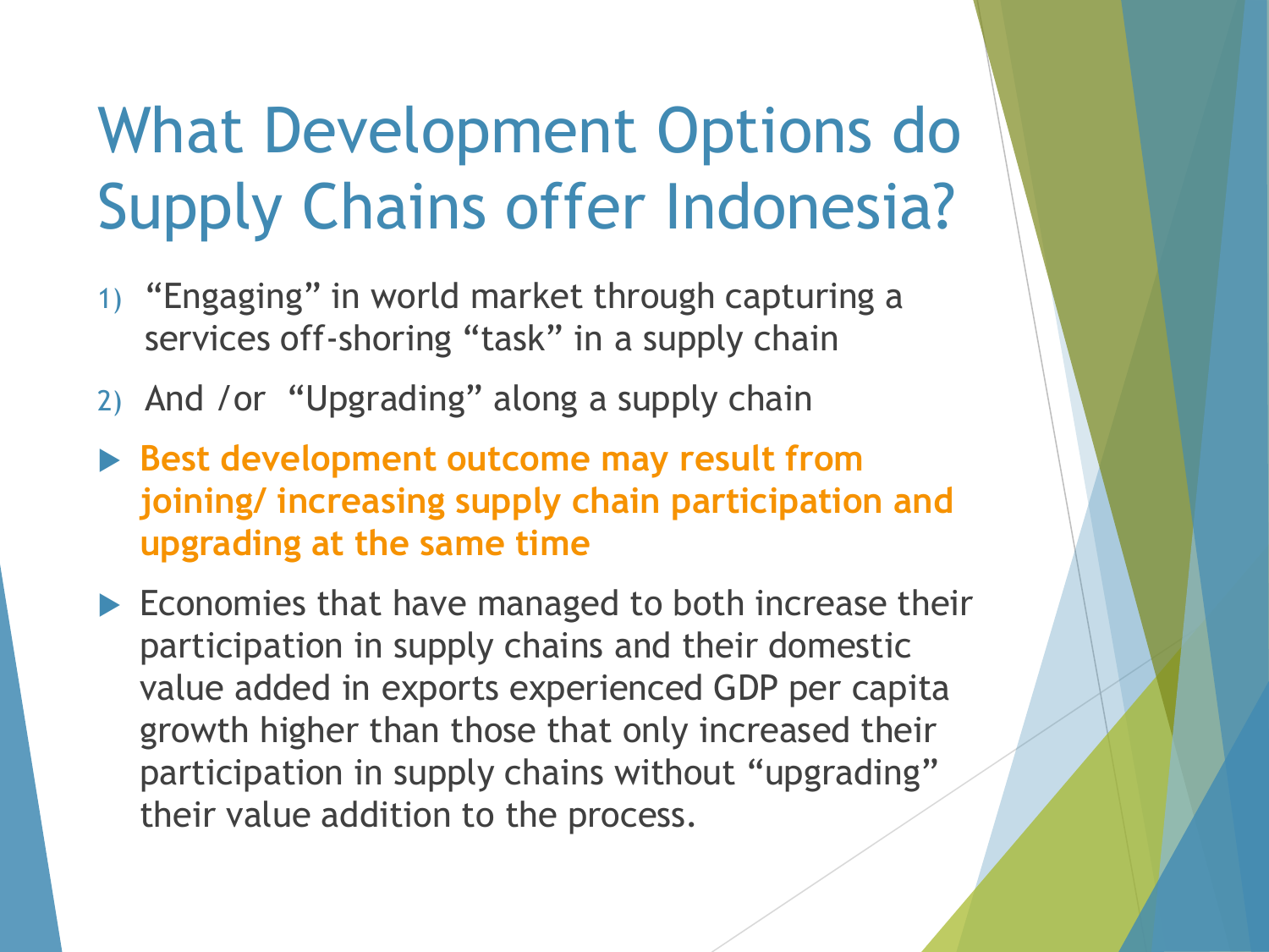# What Development Options do Supply Chains offer Indonesia?

1) "Engaging" in world market through capturing a services off-shoring "task" in a supply chain
2) And /or "Upgrading" along a supply chain

- **Best development outcome may result from joining/ increasing supply chain participation and upgrading at the same time**
- Economies that have managed to both increase their participation in supply chains and their domestic value added in exports experienced GDP per capita growth higher than those that only increased their participation in supply chains without "upgrading" their value addition to the process.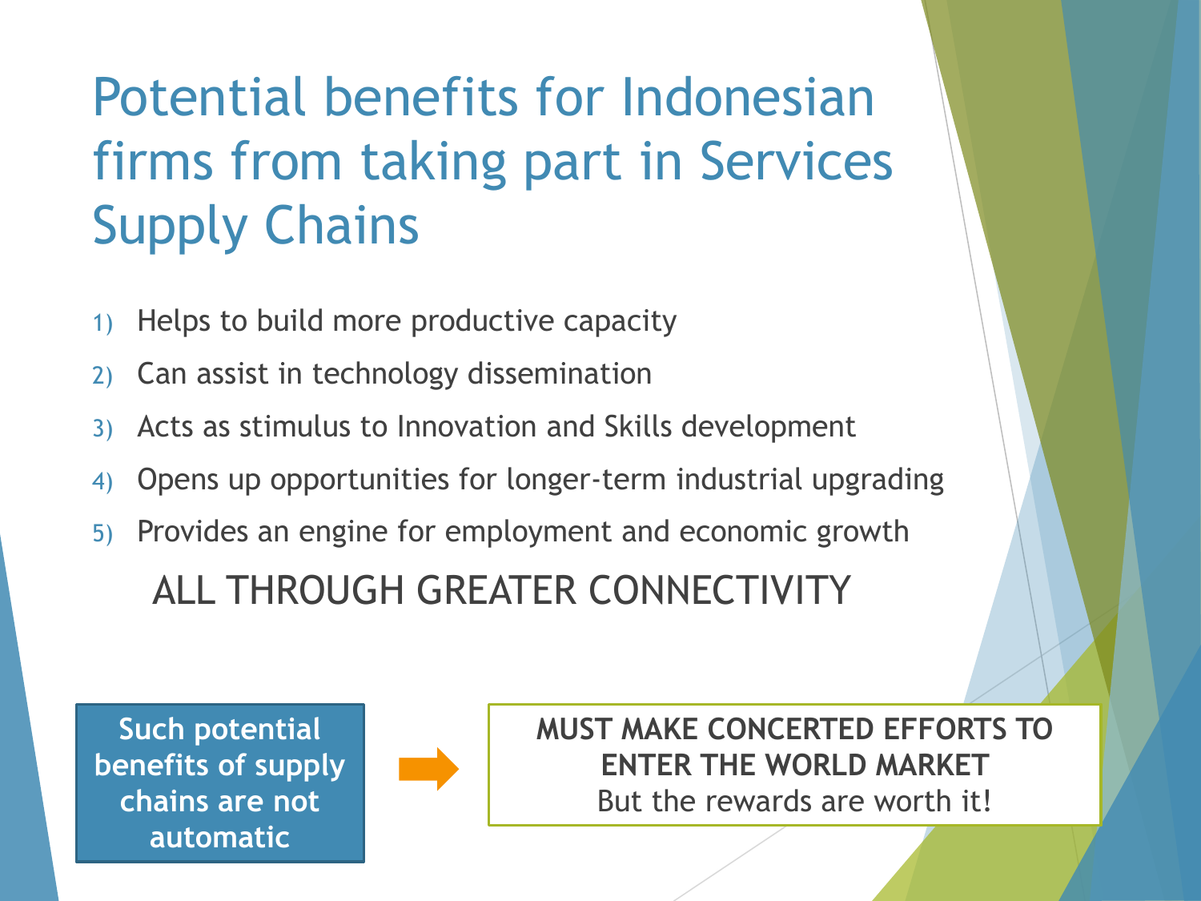# Potential benefits for Indonesian firms from taking part in Services Supply Chains

1) Helps to build more productive capacity
2) Can assist in technology dissemination
3) Acts as stimulus to Innovation and Skills development
4) Opens up opportunities for longer-term industrial upgrading
5) Provides an engine for employment and economic growth

ALL THROUGH GREATER CONNECTIVITY

**Such potential benefits of supply chains are not automatic**

→

**MUST MAKE CONCERTED EFFORTS TO ENTER THE WORLD MARKET**

But the rewards are worth it!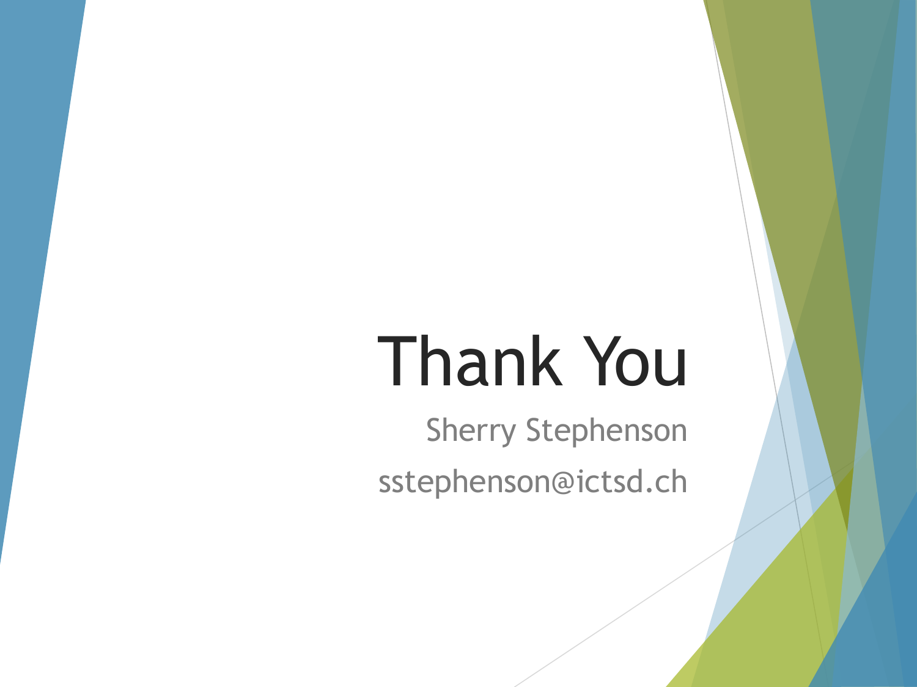# Thank You

Sherry Stephenson

sstephenson@ictsd.ch